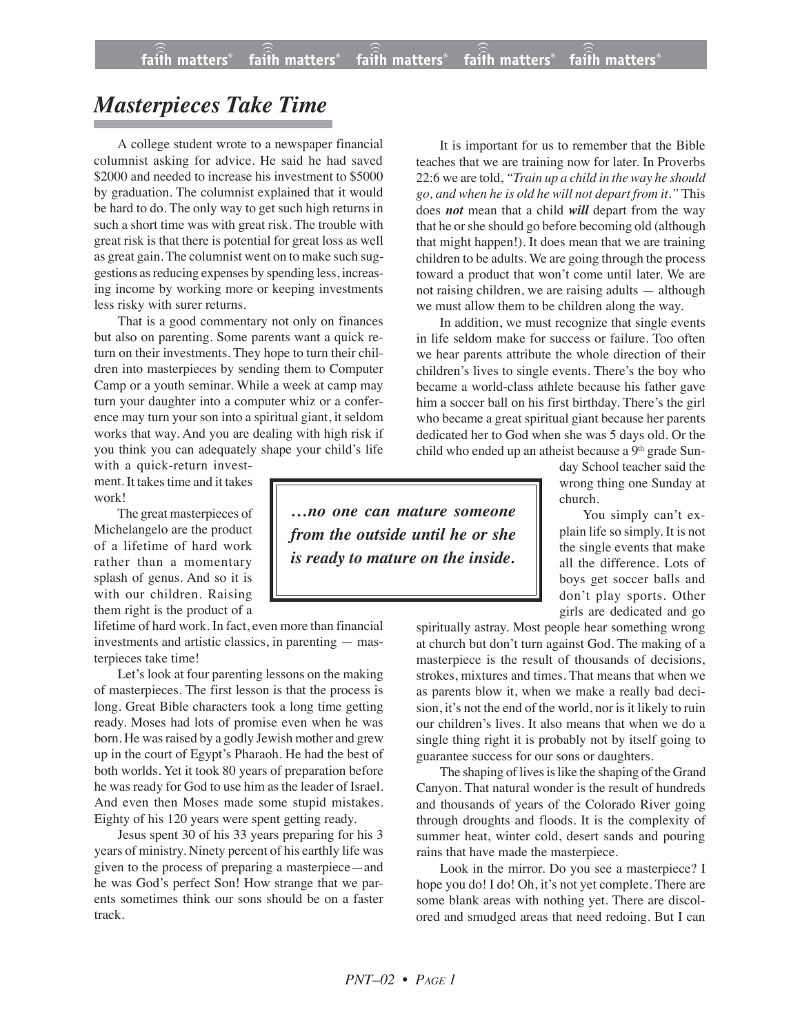# *Masterpieces Take Time*

A college student wrote to a newspaper financial columnist asking for advice. He said he had saved $2000 and needed to increase his investment to $5000 by graduation. The columnist explained that it would be hard to do. The only way to get such high returns in such a short time was with great risk. The trouble with great risk is that there is potential for great loss as well as great gain. The columnist went on to make such suggestions as reducing expenses by spending less, increasing income by working more or keeping investments less risky with surer returns.

That is a good commentary not only on finances but also on parenting. Some parents want a quick return on their investments. They hope to turn their children into masterpieces by sending them to Computer Camp or a youth seminar. While a week at camp may turn your daughter into a computer whiz or a conference may turn your son into a spiritual giant, it seldom works that way. And you are dealing with high risk if you think you can adequately shape your child's life with a quick-return investment. It takes time and it takes work!

The great masterpieces of Michelangelo are the product of a lifetime of hard work rather than a momentary splash of genus. And so it is with our children. Raising them right is the product of a lifetime of hard work. In fact, even more than financial investments and artistic classics, in parenting — masterpieces take time!

> ***…no one can mature someone from the outside until he or she is ready to mature on the inside.***

Let's look at four parenting lessons on the making of masterpieces. The first lesson is that the process is long. Great Bible characters took a long time getting ready. Moses had lots of promise even when he was born. He was raised by a godly Jewish mother and grew up in the court of Egypt's Pharaoh. He had the best of both worlds. Yet it took 80 years of preparation before he was ready for God to use him as the leader of Israel. And even then Moses made some stupid mistakes. Eighty of his 120 years were spent getting ready.

Jesus spent 30 of his 33 years preparing for his 3 years of ministry. Ninety percent of his earthly life was given to the process of preparing a masterpiece—and he was God's perfect Son! How strange that we parents sometimes think our sons should be on a faster track.

It is important for us to remember that the Bible teaches that we are training now for later. In Proverbs 22:6 we are told, *"Train up a child in the way he should go, and when he is old he will not depart from it."* This does ***not*** mean that a child ***will*** depart from the way that he or she should go before becoming old (although that might happen!). It does mean that we are training children to be adults. We are going through the process toward a product that won't come until later. We are not raising children, we are raising adults — although we must allow them to be children along the way.

In addition, we must recognize that single events in life seldom make for success or failure. Too often we hear parents attribute the whole direction of their children's lives to single events. There's the boy who became a world-class athlete because his father gave him a soccer ball on his first birthday. There's the girl who became a great spiritual giant because her parents dedicated her to God when she was 5 days old. Or the child who ended up an atheist because a 9th grade Sunday School teacher said the wrong thing one Sunday at church.

You simply can't explain life so simply. It is not the single events that make all the difference. Lots of boys get soccer balls and don't play sports. Other girls are dedicated and go spiritually astray. Most people hear something wrong at church but don't turn against God. The making of a masterpiece is the result of thousands of decisions, strokes, mixtures and times. That means that when we as parents blow it, when we make a really bad decision, it's not the end of the world, nor is it likely to ruin our children's lives. It also means that when we do a single thing right it is probably not by itself going to guarantee success for our sons or daughters.

The shaping of lives is like the shaping of the Grand Canyon. That natural wonder is the result of hundreds and thousands of years of the Colorado River going through droughts and floods. It is the complexity of summer heat, winter cold, desert sands and pouring rains that have made the masterpiece.

Look in the mirror. Do you see a masterpiece? I hope you do! I do! Oh, it's not yet complete. There are some blank areas with nothing yet. There are discolored and smudged areas that need redoing. But I can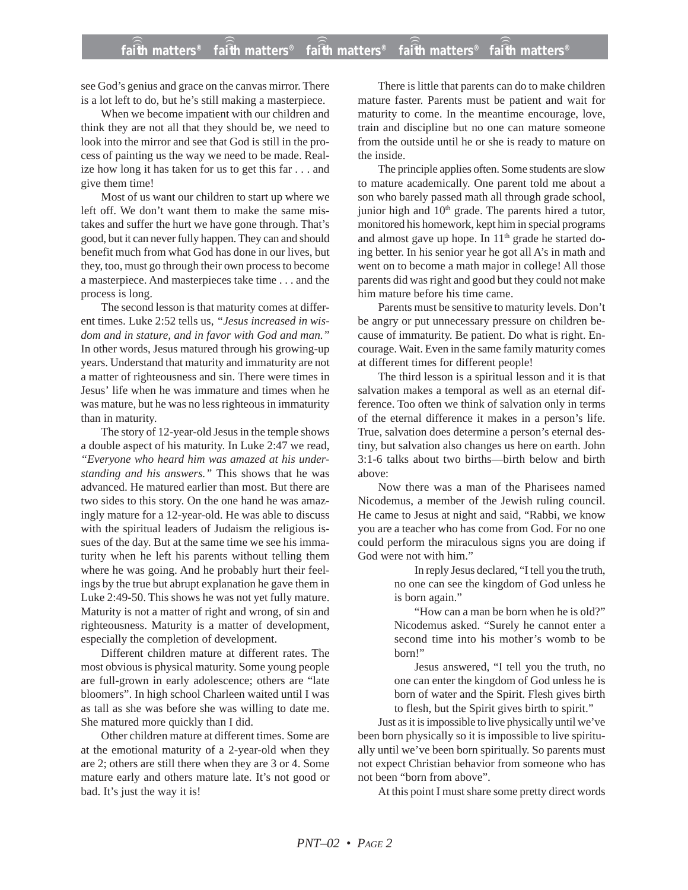see God's genius and grace on the canvas mirror. There is a lot left to do, but he's still making a masterpiece.

When we become impatient with our children and think they are not all that they should be, we need to look into the mirror and see that God is still in the process of painting us the way we need to be made. Realize how long it has taken for us to get this far . . . and give them time!

Most of us want our children to start up where we left off. We don't want them to make the same mistakes and suffer the hurt we have gone through. That's good, but it can never fully happen. They can and should benefit much from what God has done in our lives, but they, too, must go through their own process to become a masterpiece. And masterpieces take time . . . and the process is long.

The second lesson is that maturity comes at different times. Luke 2:52 tells us, *"Jesus increased in wisdom and in stature, and in favor with God and man."* In other words, Jesus matured through his growing-up years. Understand that maturity and immaturity are not a matter of righteousness and sin. There were times in Jesus' life when he was immature and times when he was mature, but he was no less righteous in immaturity than in maturity.

The story of 12-year-old Jesus in the temple shows a double aspect of his maturity. In Luke 2:47 we read, *"Everyone who heard him was amazed at his understanding and his answers."* This shows that he was advanced. He matured earlier than most. But there are two sides to this story. On the one hand he was amazingly mature for a 12-year-old. He was able to discuss with the spiritual leaders of Judaism the religious issues of the day. But at the same time we see his immaturity when he left his parents without telling them where he was going. And he probably hurt their feelings by the true but abrupt explanation he gave them in Luke 2:49-50. This shows he was not yet fully mature. Maturity is not a matter of right and wrong, of sin and righteousness. Maturity is a matter of development, especially the completion of development.

Different children mature at different rates. The most obvious is physical maturity. Some young people are full-grown in early adolescence; others are "late bloomers". In high school Charleen waited until I was as tall as she was before she was willing to date me. She matured more quickly than I did.

Other children mature at different times. Some are at the emotional maturity of a 2-year-old when they are 2; others are still there when they are 3 or 4. Some mature early and others mature late. It's not good or bad. It's just the way it is!

There is little that parents can do to make children mature faster. Parents must be patient and wait for maturity to come. In the meantime encourage, love, train and discipline but no one can mature someone from the outside until he or she is ready to mature on the inside.

The principle applies often. Some students are slow to mature academically. One parent told me about a son who barely passed math all through grade school, junior high and 10th grade. The parents hired a tutor, monitored his homework, kept him in special programs and almost gave up hope. In 11th grade he started doing better. In his senior year he got all A's in math and went on to become a math major in college! All those parents did was right and good but they could not make him mature before his time came.

Parents must be sensitive to maturity levels. Don't be angry or put unnecessary pressure on children because of immaturity. Be patient. Do what is right. Encourage. Wait. Even in the same family maturity comes at different times for different people!

The third lesson is a spiritual lesson and it is that salvation makes a temporal as well as an eternal difference. Too often we think of salvation only in terms of the eternal difference it makes in a person's life. True, salvation does determine a person's eternal destiny, but salvation also changes us here on earth. John 3:1-6 talks about two births—birth below and birth above:

Now there was a man of the Pharisees named Nicodemus, a member of the Jewish ruling council. He came to Jesus at night and said, "Rabbi, we know you are a teacher who has come from God. For no one could perform the miraculous signs you are doing if God were not with him."

> In reply Jesus declared, "I tell you the truth, no one can see the kingdom of God unless he is born again."
>
> "How can a man be born when he is old?" Nicodemus asked. "Surely he cannot enter a second time into his mother's womb to be born!"
>
> Jesus answered, "I tell you the truth, no one can enter the kingdom of God unless he is born of water and the Spirit. Flesh gives birth to flesh, but the Spirit gives birth to spirit."

Just as it is impossible to live physically until we've been born physically so it is impossible to live spiritually until we've been born spiritually. So parents must not expect Christian behavior from someone who has not been "born from above".

At this point I must share some pretty direct words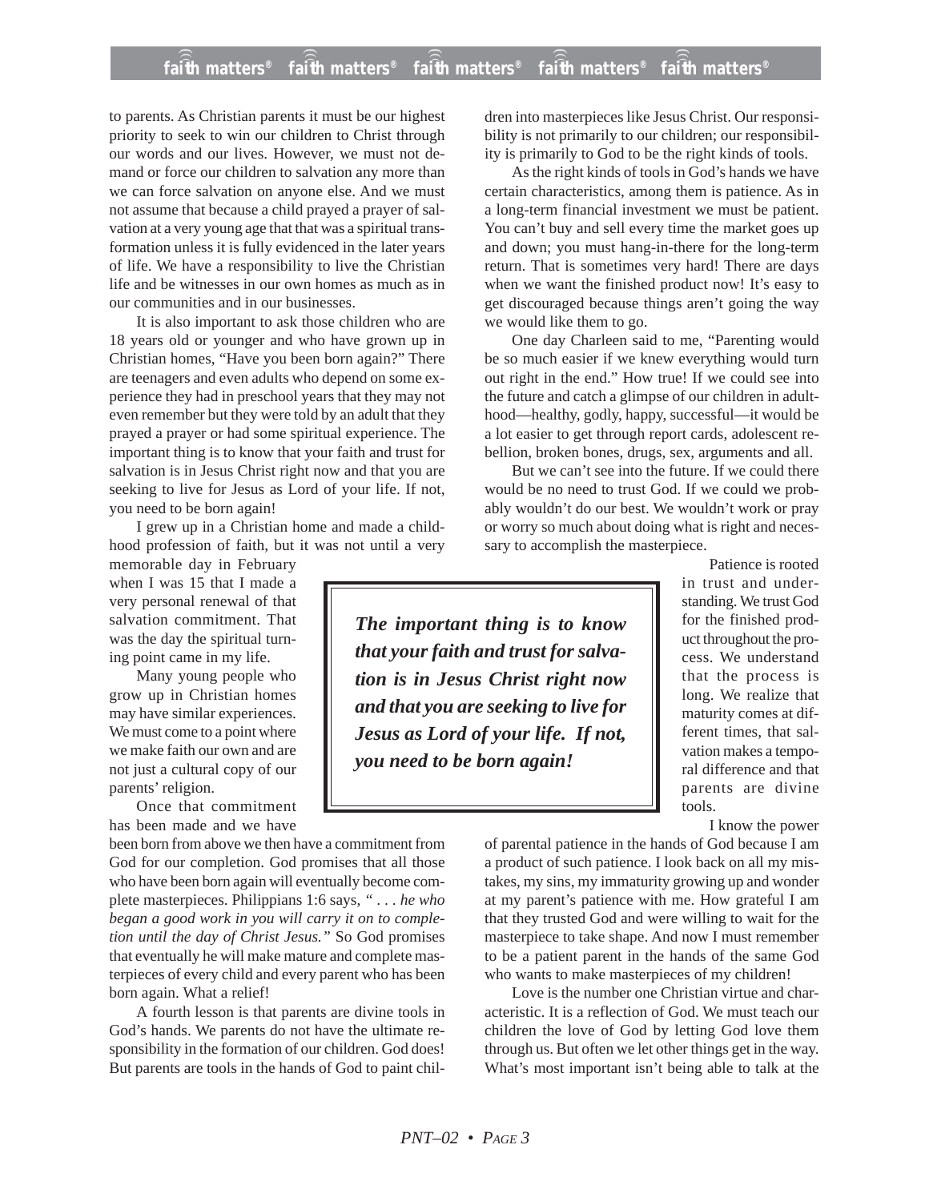to parents. As Christian parents it must be our highest priority to seek to win our children to Christ through our words and our lives. However, we must not demand or force our children to salvation any more than we can force salvation on anyone else. And we must not assume that because a child prayed a prayer of salvation at a very young age that that was a spiritual transformation unless it is fully evidenced in the later years of life. We have a responsibility to live the Christian life and be witnesses in our own homes as much as in our communities and in our businesses.

It is also important to ask those children who are 18 years old or younger and who have grown up in Christian homes, "Have you been born again?" There are teenagers and even adults who depend on some experience they had in preschool years that they may not even remember but they were told by an adult that they prayed a prayer or had some spiritual experience. The important thing is to know that your faith and trust for salvation is in Jesus Christ right now and that you are seeking to live for Jesus as Lord of your life. If not, you need to be born again!

I grew up in a Christian home and made a childhood profession of faith, but it was not until a very memorable day in February when I was 15 that I made a very personal renewal of that salvation commitment. That was the day the spiritual turning point came in my life.

Many young people who grow up in Christian homes may have similar experiences. We must come to a point where we make faith our own and are not just a cultural copy of our parents' religion.

Once that commitment has been made and we have been born from above we then have a commitment from God for our completion. God promises that all those who have been born again will eventually become complete masterpieces. Philippians 1:6 says, *" . . . he who began a good work in you will carry it on to completion until the day of Christ Jesus."* So God promises that eventually he will make mature and complete masterpieces of every child and every parent who has been born again. What a relief!

A fourth lesson is that parents are divine tools in God's hands. We parents do not have the ultimate responsibility in the formation of our children. God does! But parents are tools in the hands of God to paint children into masterpieces like Jesus Christ. Our responsibility is not primarily to our children; our responsibility is primarily to God to be the right kinds of tools.

As the right kinds of tools in God's hands we have certain characteristics, among them is patience. As in a long-term financial investment we must be patient. You can't buy and sell every time the market goes up and down; you must hang-in-there for the long-term return. That is sometimes very hard! There are days when we want the finished product now! It's easy to get discouraged because things aren't going the way we would like them to go.

One day Charleen said to me, "Parenting would be so much easier if we knew everything would turn out right in the end." How true! If we could see into the future and catch a glimpse of our children in adulthood—healthy, godly, happy, successful—it would be a lot easier to get through report cards, adolescent rebellion, broken bones, drugs, sex, arguments and all.

But we can't see into the future. If we could there would be no need to trust God. If we could we probably wouldn't do our best. We wouldn't work or pray or worry so much about doing what is right and necessary to accomplish the masterpiece.

> ***The important thing is to know that your faith and trust for salvation is in Jesus Christ right now and that you are seeking to live for Jesus as Lord of your life. If not, you need to be born again!***

Patience is rooted in trust and understanding. We trust God for the finished product throughout the process. We understand that the process is long. We realize that maturity comes at different times, that salvation makes a temporal difference and that parents are divine tools.

I know the power of parental patience in the hands of God because I am a product of such patience. I look back on all my mistakes, my sins, my immaturity growing up and wonder at my parent's patience with me. How grateful I am that they trusted God and were willing to wait for the masterpiece to take shape. And now I must remember to be a patient parent in the hands of the same God who wants to make masterpieces of my children!

Love is the number one Christian virtue and characteristic. It is a reflection of God. We must teach our children the love of God by letting God love them through us. But often we let other things get in the way. What's most important isn't being able to talk at the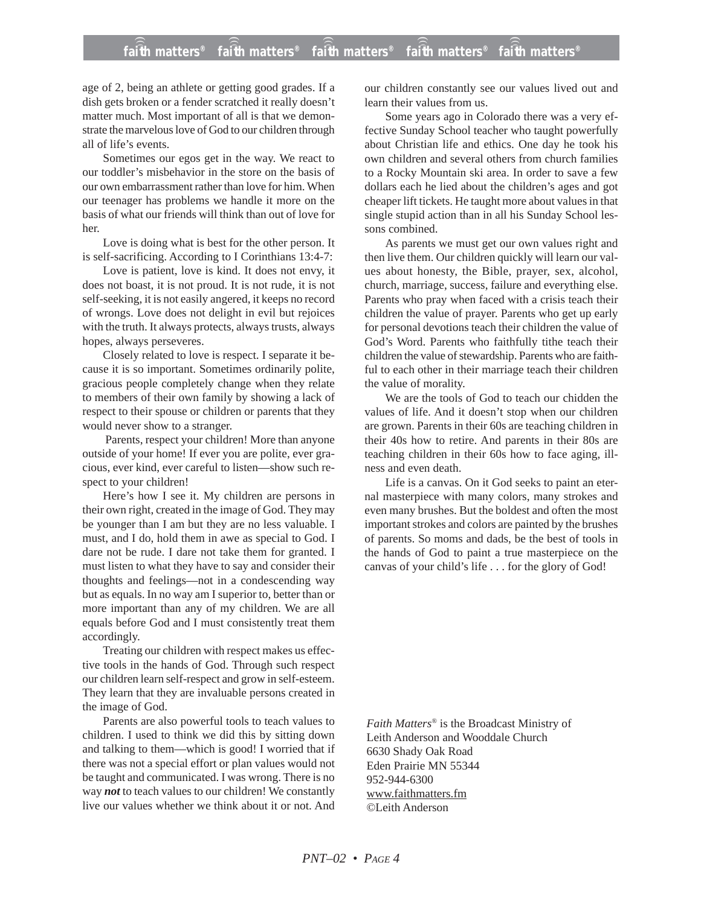age of 2, being an athlete or getting good grades. If a dish gets broken or a fender scratched it really doesn't matter much. Most important of all is that we demonstrate the marvelous love of God to our children through all of life's events.

Sometimes our egos get in the way. We react to our toddler's misbehavior in the store on the basis of our own embarrassment rather than love for him. When our teenager has problems we handle it more on the basis of what our friends will think than out of love for her.

Love is doing what is best for the other person. It is self-sacrificing. According to I Corinthians 13:4-7:

Love is patient, love is kind. It does not envy, it does not boast, it is not proud. It is not rude, it is not self-seeking, it is not easily angered, it keeps no record of wrongs. Love does not delight in evil but rejoices with the truth. It always protects, always trusts, always hopes, always perseveres.

Closely related to love is respect. I separate it because it is so important. Sometimes ordinarily polite, gracious people completely change when they relate to members of their own family by showing a lack of respect to their spouse or children or parents that they would never show to a stranger.

Parents, respect your children! More than anyone outside of your home! If ever you are polite, ever gracious, ever kind, ever careful to listen—show such respect to your children!

Here's how I see it. My children are persons in their own right, created in the image of God. They may be younger than I am but they are no less valuable. I must, and I do, hold them in awe as special to God. I dare not be rude. I dare not take them for granted. I must listen to what they have to say and consider their thoughts and feelings—not in a condescending way but as equals. In no way am I superior to, better than or more important than any of my children. We are all equals before God and I must consistently treat them accordingly.

Treating our children with respect makes us effective tools in the hands of God. Through such respect our children learn self-respect and grow in self-esteem. They learn that they are invaluable persons created in the image of God.

Parents are also powerful tools to teach values to children. I used to think we did this by sitting down and talking to them—which is good! I worried that if there was not a special effort or plan values would not be taught and communicated. I was wrong. There is no way ***not*** to teach values to our children! We constantly live our values whether we think about it or not. And our children constantly see our values lived out and learn their values from us.

Some years ago in Colorado there was a very effective Sunday School teacher who taught powerfully about Christian life and ethics. One day he took his own children and several others from church families to a Rocky Mountain ski area. In order to save a few dollars each he lied about the children's ages and got cheaper lift tickets. He taught more about values in that single stupid action than in all his Sunday School lessons combined.

As parents we must get our own values right and then live them. Our children quickly will learn our values about honesty, the Bible, prayer, sex, alcohol, church, marriage, success, failure and everything else. Parents who pray when faced with a crisis teach their children the value of prayer. Parents who get up early for personal devotions teach their children the value of God's Word. Parents who faithfully tithe teach their children the value of stewardship. Parents who are faithful to each other in their marriage teach their children the value of morality.

We are the tools of God to teach our chidden the values of life. And it doesn't stop when our children are grown. Parents in their 60s are teaching children in their 40s how to retire. And parents in their 80s are teaching children in their 60s how to face aging, illness and even death.

Life is a canvas. On it God seeks to paint an eternal masterpiece with many colors, many strokes and even many brushes. But the boldest and often the most important strokes and colors are painted by the brushes of parents. So moms and dads, be the best of tools in the hands of God to paint a true masterpiece on the canvas of your child's life . . . for the glory of God!

*Faith Matters®* is the Broadcast Ministry of
Leith Anderson and Wooddale Church
6630 Shady Oak Road
Eden Prairie MN 55344
952-944-6300
www.faithmatters.fm
©Leith Anderson